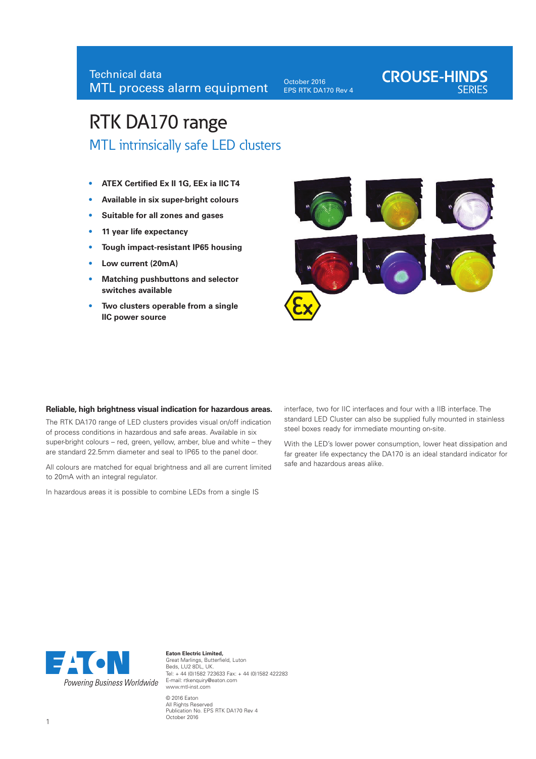Technical data
MTL process alarm equipment

October 2016
EPS RTK DA170 Rev 4

CROUSE-HINDS SERIES

# RTK DA170 range

## MTL intrinsically safe LED clusters

- **ATEX Certified Ex II 1G, EEx ia IIC T4**
- **Available in six super-bright colours**
- **Suitable for all zones and gases**
- **11 year life expectancy**
- **Tough impact-resistant IP65 housing**
- **Low current (20mA)**
- **Matching pushbuttons and selector switches available**
- **Two clusters operable from a single IIC power source**

**Reliable, high brightness visual indication for hazardous areas.**

The RTK DA170 range of LED clusters provides visual on/off indication of process conditions in hazardous and safe areas. Available in six super-bright colours – red, green, yellow, amber, blue and white – they are standard 22.5mm diameter and seal to IP65 to the panel door.

All colours are matched for equal brightness and all are current limited to 20mA with an integral regulator.

In hazardous areas it is possible to combine LEDs from a single IS interface, two for IIC interfaces and four with a IIB interface. The standard LED Cluster can also be supplied fully mounted in stainless steel boxes ready for immediate mounting on-site.

With the LED's lower power consumption, lower heat dissipation and far greater life expectancy the DA170 is an ideal standard indicator for safe and hazardous areas alike.

EATON
*Powering Business Worldwide*

**Eaton Electric Limited,**
Great Marlings, Butterfield, Luton
Beds, LU2 8DL, UK.
Tel: + 44 (0)1582 723633 Fax: + 44 (0)1582 422283
E-mail: rtkenquiry@eaton.com
www.mtl-inst.com

© 2016 Eaton
All Rights Reserved
Publication No. EPS RTK DA170 Rev 4
October 2016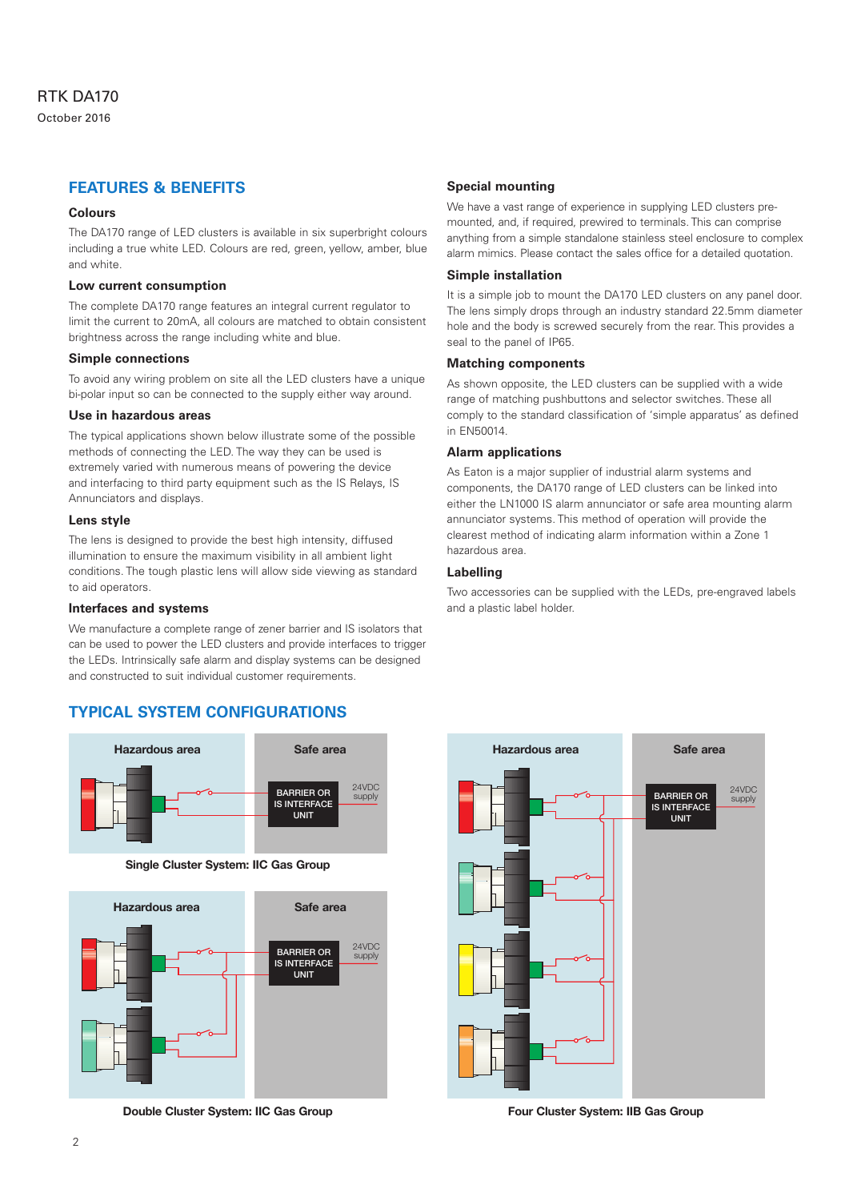RTK DA170

October 2016

## FEATURES & BENEFITS

### Colours

The DA170 range of LED clusters is available in six superbright colours including a true white LED. Colours are red, green, yellow, amber, blue and white.

### Low current consumption

The complete DA170 range features an integral current regulator to limit the current to 20mA, all colours are matched to obtain consistent brightness across the range including white and blue.

### Simple connections

To avoid any wiring problem on site all the LED clusters have a unique bi-polar input so can be connected to the supply either way around.

### Use in hazardous areas

The typical applications shown below illustrate some of the possible methods of connecting the LED. The way they can be used is extremely varied with numerous means of powering the device and interfacing to third party equipment such as the IS Relays, IS Annunciators and displays.

### Lens style

The lens is designed to provide the best high intensity, diffused illumination to ensure the maximum visibility in all ambient light conditions. The tough plastic lens will allow side viewing as standard to aid operators.

### Interfaces and systems

We manufacture a complete range of zener barrier and IS isolators that can be used to power the LED clusters and provide interfaces to trigger the LEDs. Intrinsically safe alarm and display systems can be designed and constructed to suit individual customer requirements.

### Special mounting

We have a vast range of experience in supplying LED clusters pre-mounted, and, if required, prewired to terminals. This can comprise anything from a simple standalone stainless steel enclosure to complex alarm mimics. Please contact the sales office for a detailed quotation.

### Simple installation

It is a simple job to mount the DA170 LED clusters on any panel door. The lens simply drops through an industry standard 22.5mm diameter hole and the body is screwed securely from the rear. This provides a seal to the panel of IP65.

### Matching components

As shown opposite, the LED clusters can be supplied with a wide range of matching pushbuttons and selector switches. These all comply to the standard classification of 'simple apparatus' as defined in EN50014.

### Alarm applications

As Eaton is a major supplier of industrial alarm systems and components, the DA170 range of LED clusters can be linked into either the LN1000 IS alarm annunciator or safe area mounting alarm annunciator systems. This method of operation will provide the clearest method of indicating alarm information within a Zone 1 hazardous area.

### Labelling

Two accessories can be supplied with the LEDs, pre-engraved labels and a plastic label holder.

## TYPICAL SYSTEM CONFIGURATIONS

Hazardous area | Safe area | BARRIER OR IS INTERFACE UNIT | 24VDC supply

Single Cluster System: IIC Gas Group

Hazardous area | Safe area | BARRIER OR IS INTERFACE UNIT | 24VDC supply

Double Cluster System: IIC Gas Group

Hazardous area | Safe area | BARRIER OR IS INTERFACE UNIT | 24VDC supply

Four Cluster System: IIB Gas Group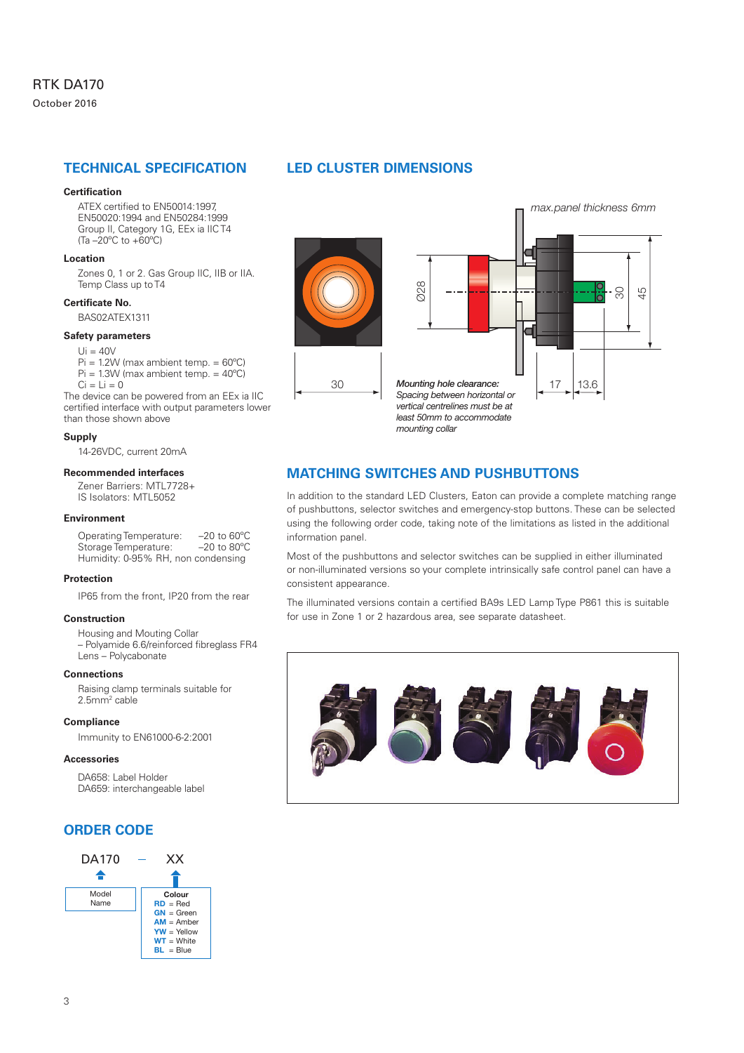RTK DA170

October 2016

## TECHNICAL SPECIFICATION

### Certification

ATEX certified to EN50014:1997, EN50020:1994 and EN50284:1999
Group II, Category 1G, EEx ia IIC T4
(Ta –20ºC to +60ºC)

### Location

Zones 0, 1 or 2. Gas Group IIC, IIB or IIA.
Temp Class up to T4

### Certificate No.

BAS02ATEX1311

### Safety parameters

Ui = 40V
Pi = 1.2W (max ambient temp. = 60ºC)
Pi = 1.3W (max ambient temp. = 40ºC)
Ci = Li = 0
The device can be powered from an EEx ia IIC certified interface with output parameters lower than those shown above

### Supply

14-26VDC, current 20mA

### Recommended interfaces

Zener Barriers: MTL7728+
IS Isolators: MTL5052

### Environment

Operating Temperature: –20 to 60ºC
Storage Temperature: –20 to 80ºC
Humidity: 0-95% RH, non condensing

### Protection

IP65 from the front, IP20 from the rear

### Construction

Housing and Mouting Collar
– Polyamide 6.6/reinforced fibreglass FR4
Lens – Polycabonate

### Connections

Raising clamp terminals suitable for $2.5mm^2$ cable

### Compliance

Immunity to EN61000-6-2:2001

### Accessories

DA658: Label Holder
DA659: interchangeable label

## ORDER CODE

DA170 – XX

| Model Name | Colour |
|---|---|
| DA170 | **RD** = Red<br>**GN** = Green<br>**AM** = Amber<br>**YW** = Yellow<br>**WT** = White<br>**BL** = Blue |

## LED CLUSTER DIMENSIONS

*max.panel thickness 6mm*

Ø28 — 30 — 45 — 30 — 17 — 13.6

***Mounting hole clearance:*** *Spacing between horizontal or vertical centrelines must be at least 50mm to accommodate mounting collar*

## MATCHING SWITCHES AND PUSHBUTTONS

In addition to the standard LED Clusters, Eaton can provide a complete matching range of pushbuttons, selector switches and emergency-stop buttons. These can be selected using the following order code, taking note of the limitations as listed in the additional information panel.

Most of the pushbuttons and selector switches can be supplied in either illuminated or non-illuminated versions so your complete intrinsically safe control panel can have a consistent appearance.

The illuminated versions contain a certified BA9s LED Lamp Type P861 this is suitable for use in Zone 1 or 2 hazardous area, see separate datasheet.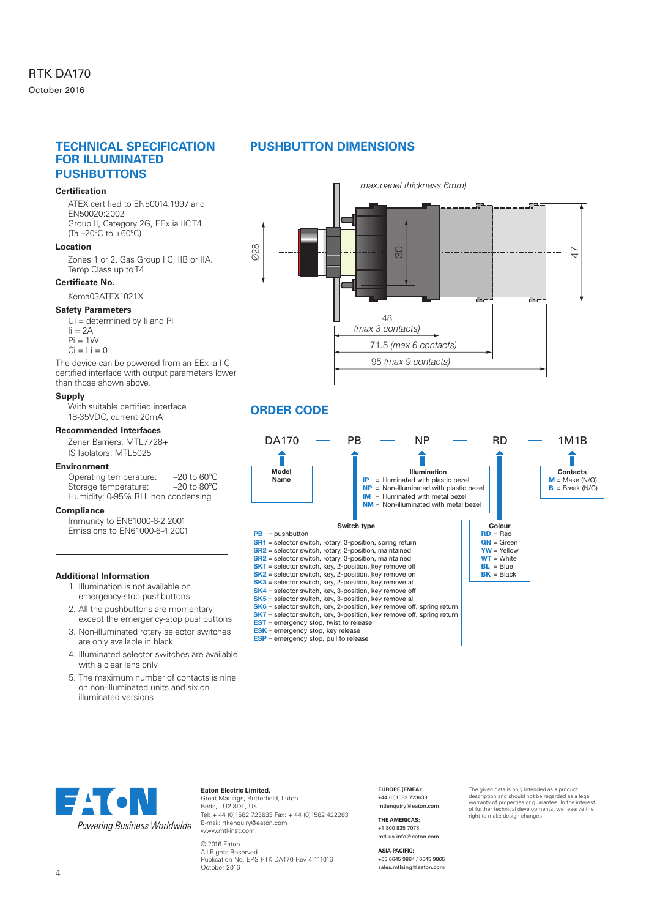RTK DA170

October 2016

## TECHNICAL SPECIFICATION FOR ILLUMINATED PUSHBUTTONS

### Certification

ATEX certified to EN50014:1997 and EN50020:2002
Group II, Category 2G, EEx ia IIC T4
(Ta –20ºC to +60ºC)

### Location

Zones 1 or 2. Gas Group IIC, IIB or IIA.
Temp Class up to T4

### Certificate No.

Kema03ATEX1021X

### Safety Parameters

Ui = determined by Ii and Pi
Ii = 2A
Pi = 1W
Ci = Li = 0

The device can be powered from an EEx ia IIC certified interface with output parameters lower than those shown above.

### Supply

With suitable certified interface
18-35VDC, current 20mA

### Recommended Interfaces

Zener Barriers: MTL7728+
IS Isolators: MTL5025

### Environment

| | |
|---|---|
| Operating temperature: | –20 to 60ºC |
| Storage temperature: | –20 to 80ºC |

Humidity: 0-95% RH, non condensing

### Compliance

Immunity to EN61000-6-2:2001
Emissions to EN61000-6-4:2001

### Additional Information

1. Illumination is not available on emergency-stop pushbuttons
2. All the pushbuttons are momentary except the emergency-stop pushbuttons
3. Non-illuminated rotary selector switches are only available in black
4. Illuminated selector switches are available with a clear lens only
5. The maximum number of contacts is nine on non-illuminated units and six on illuminated versions

## PUSHBUTTON DIMENSIONS

max.panel thickness 6mm)

Ø28

30

47

48
(max 3 contacts)

71.5 (max 6 contacts)

95 (max 9 contacts)

## ORDER CODE

DA170 — PB — NP — RD — 1M1B

**Model Name**

**Switch type**

- **PB** = pushbutton
- **SR1** = selector switch, rotary, 3-position, spring return
- **SR2** = selector switch, rotary, 2-position, maintained
- **SR2** = selector switch, rotary, 3-position, maintained
- **SK1** = selector switch, key, 2-position, key remove off
- **SK2** = selector switch, key, 2-position, key remove on
- **SK3** = selector switch, key, 2-position, key remove all
- **SK4** = selector switch, key, 3-position, key remove off
- **SK5** = selector switch, key, 3-position, key remove all
- **SK6** = selector switch, key, 2-position, key remove off, spring return
- **SK7** = selector switch, key, 3-position, key remove off, spring return
- **EST** = emergency stop, twist to release
- **ESK** = emergency stop, key release
- **ESP** = emergency stop, pull to release

**Illumination**

- **IP** = Illuminated with plastic bezel
- **NP** = Non-illuminated with plastic bezel
- **IM** = Illuminated with metal bezel
- **NM** = Non-illuminated with metal bezel

**Colour**

- **RD** = Red
- **GN** = Green
- **YW** = Yellow
- **WT** = White
- **BL** = Blue
- **BK** = Black

**Contacts**

- **M** = Make (N/O)
- **B** = Break (N/C)

EATON
Powering Business Worldwide

**Eaton Electric Limited,**
Great Marlings, Butterfield, Luton
Beds, LU2 8DL, UK.
Tel: + 44 (0)1582 723633 Fax: + 44 (0)1582 422283
E-mail: rtkenquiry@eaton.com
www.mtl-inst.com

© 2016 Eaton
All Rights Reserved
Publication No. EPS RTK DA170 Rev 4 111016
October 2016

**EUROPE (EMEA):**
+44 (0)1582 723633
mtlenquiry@eaton.com

**THE AMERICAS:**
+1 800 835 7075
mtl-us-info@eaton.com

**ASIA-PACIFIC:**
+65 6645 9864 / 6645 9865
sales.mtlsing@eaton.com

The given data is only intended as a product description and should not be regarded as a legal warranty of properties or guarantee. In the interest of further technical developments, we reserve the right to make design changes.